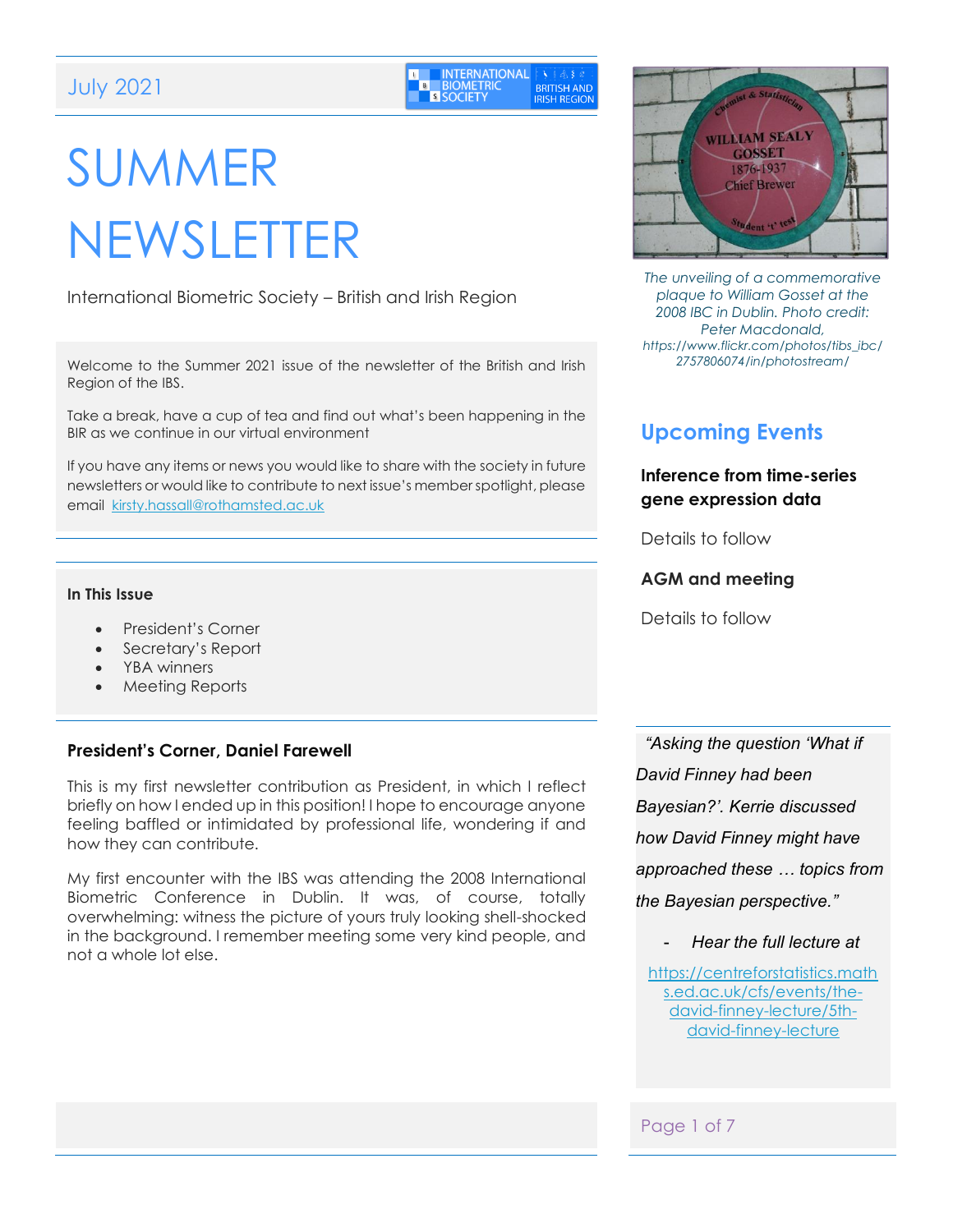July 2021

# SUMMER NEWSLETTER

International Biometric Society – British and Irish Region

Welcome to the Summer 2021 issue of the newsletter of the British and Irish Region of the IBS.

Take a break, have a cup of tea and find out what's been happening in the BIR as we continue in our virtual environment

If you have any items or news you would like to share with the society in future newsletters or would like to contribute to next issue's member spotlight, please email kirsty.hassall@rothamsted.ac.uk

**In This Issue**

- President's Corner
- Secretary's Report
- YBA winners
- Meeting Reports

## President's Corner, Daniel Farewell

This is my first newsletter contribution as President, in which I reflect briefly on how I ended up in this position! I hope to encourage anyone feeling baffled or intimidated by professional life, wondering if and how they can contribute.

My first encounter with the IBS was attending the 2008 International Biometric Conference in Dublin. It was, of course, totally overwhelming: witness the picture of yours truly looking shell-shocked in the background. I remember meeting some very kind people, and not a whole lot else.

*The unveiling of a commemorative plaque to William Gosset at the 2008 IBC in Dublin. Photo credit: Peter Macdonald, https://www.flickr.com/photos/tibs_ibc/2757806074/in/photostream/*

## Upcoming Events

**Inference from time-series gene expression data**

Details to follow

**AGM and meeting**

Details to follow

*"Asking the question 'What if David Finney had been Bayesian?'. Kerrie discussed how David Finney might have approached these … topics from the Bayesian perspective."*

- *Hear the full lecture at*

https://centreforstatistics.maths.ed.ac.uk/cfs/events/the-david-finney-lecture/5th-david-finney-lecture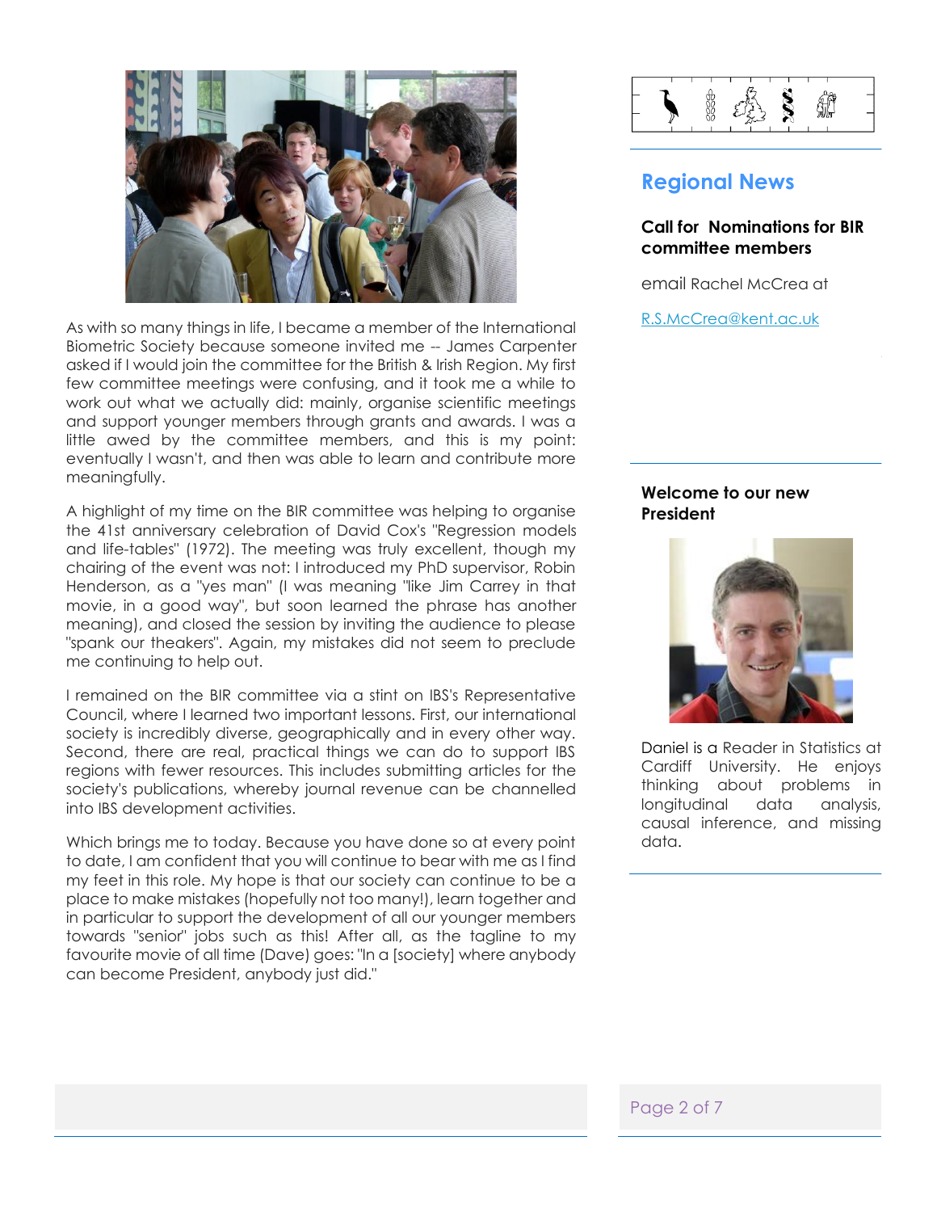As with so many things in life, I became a member of the International Biometric Society because someone invited me -- James Carpenter asked if I would join the committee for the British & Irish Region. My first few committee meetings were confusing, and it took me a while to work out what we actually did: mainly, organise scientific meetings and support younger members through grants and awards. I was a little awed by the committee members, and this is my point: eventually I wasn't, and then was able to learn and contribute more meaningfully.

A highlight of my time on the BIR committee was helping to organise the 41st anniversary celebration of David Cox's "Regression models and life-tables" (1972). The meeting was truly excellent, though my chairing of the event was not: I introduced my PhD supervisor, Robin Henderson, as a "yes man" (I was meaning "like Jim Carrey in that movie, in a good way", but soon learned the phrase has another meaning), and closed the session by inviting the audience to please "spank our theakers". Again, my mistakes did not seem to preclude me continuing to help out.

I remained on the BIR committee via a stint on IBS's Representative Council, where I learned two important lessons. First, our international society is incredibly diverse, geographically and in every other way. Second, there are real, practical things we can do to support IBS regions with fewer resources. This includes submitting articles for the society's publications, whereby journal revenue can be channelled into IBS development activities.

Which brings me to today. Because you have done so at every point to date, I am confident that you will continue to bear with me as I find my feet in this role. My hope is that our society can continue to be a place to make mistakes (hopefully not too many!), learn together and in particular to support the development of all our younger members towards "senior" jobs such as this! After all, as the tagline to my favourite movie of all time (Dave) goes: "In a [society] where anybody can become President, anybody just did."

## Regional News

### Call for Nominations for BIR committee members

email Rachel McCrea at

R.S.McCrea@kent.ac.uk

### Welcome to our new President

Daniel is a Reader in Statistics at Cardiff University. He enjoys thinking about problems in longitudinal data analysis, causal inference, and missing data.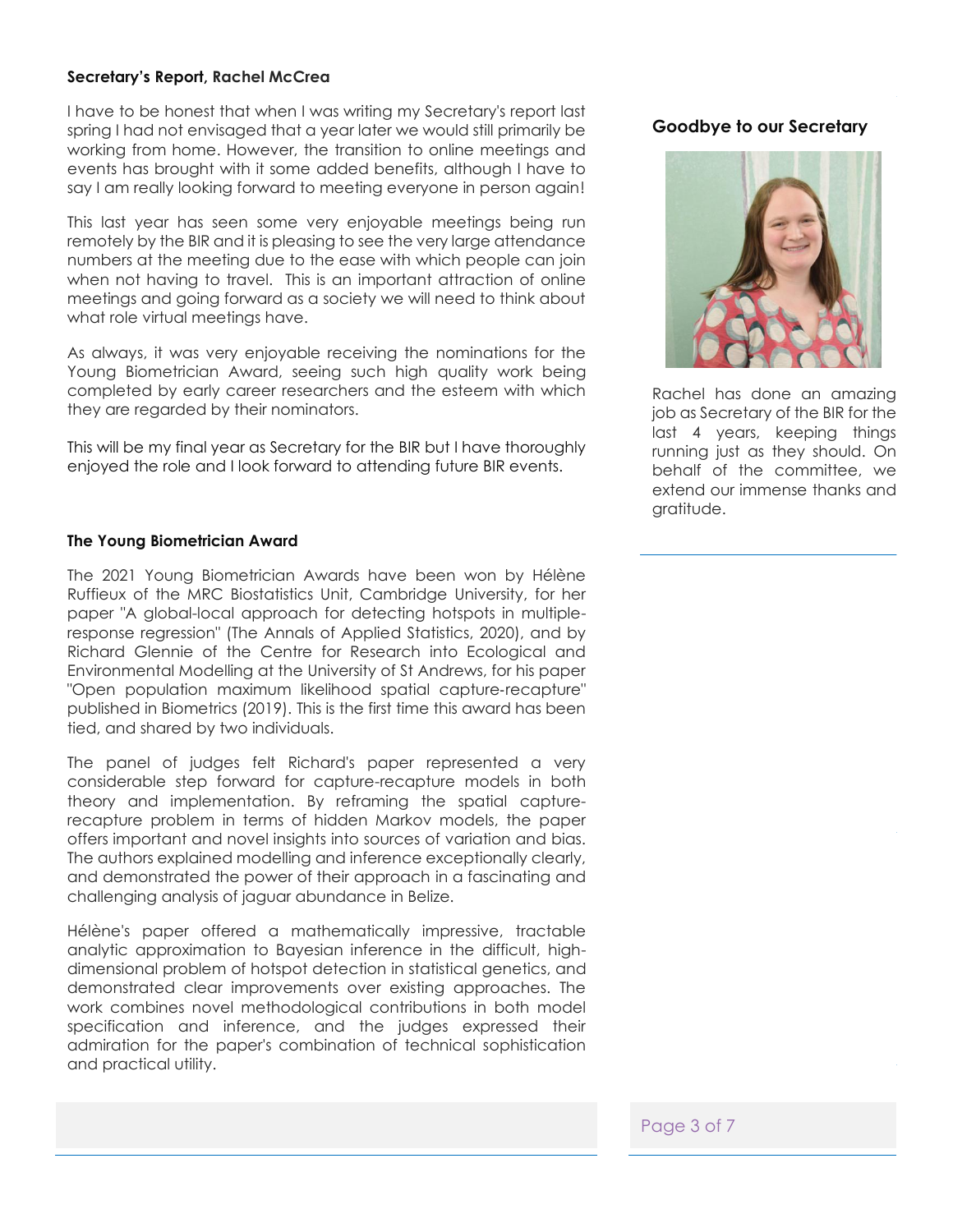### Secretary's Report, Rachel McCrea

I have to be honest that when I was writing my Secretary's report last spring I had not envisaged that a year later we would still primarily be working from home. However, the transition to online meetings and events has brought with it some added benefits, although I have to say I am really looking forward to meeting everyone in person again!

This last year has seen some very enjoyable meetings being run remotely by the BIR and it is pleasing to see the very large attendance numbers at the meeting due to the ease with which people can join when not having to travel. This is an important attraction of online meetings and going forward as a society we will need to think about what role virtual meetings have.

As always, it was very enjoyable receiving the nominations for the Young Biometrician Award, seeing such high quality work being completed by early career researchers and the esteem with which they are regarded by their nominators.

This will be my final year as Secretary for the BIR but I have thorougly enjoyed the role and I look forward to attending future BIR events.

### Goodbye to our Secretary

Rachel has done an amazing job as Secretary of the BIR for the last 4 years, keeping things running just as they should. On behalf of the committee, we extend our immense thanks and gratitude.

### The Young Biometrician Award

The 2021 Young Biometrician Awards have been won by Hélène Ruffieux of the MRC Biostatistics Unit, Cambridge University, for her paper "A global-local approach for detecting hotspots in multiple-response regression" (The Annals of Applied Statistics, 2020), and by Richard Glennie of the Centre for Research into Ecological and Environmental Modelling at the University of St Andrews, for his paper "Open population maximum likelihood spatial capture-recapture" published in Biometrics (2019). This is the first time this award has been tied, and shared by two individuals.

The panel of judges felt Richard's paper represented a very considerable step forward for capture-recapture models in both theory and implementation. By reframing the spatial capture-recapture problem in terms of hidden Markov models, the paper offers important and novel insights into sources of variation and bias. The authors explained modelling and inference exceptionally clearly, and demonstrated the power of their approach in a fascinating and challenging analysis of jaguar abundance in Belize.

Hélène's paper offered a mathematically impressive, tractable analytic approximation to Bayesian inference in the difficult, high-dimensional problem of hotspot detection in statistical genetics, and demonstrated clear improvements over existing approaches. The work combines novel methodological contributions in both model specification and inference, and the judges expressed their admiration for the paper's combination of technical sophistication and practical utility.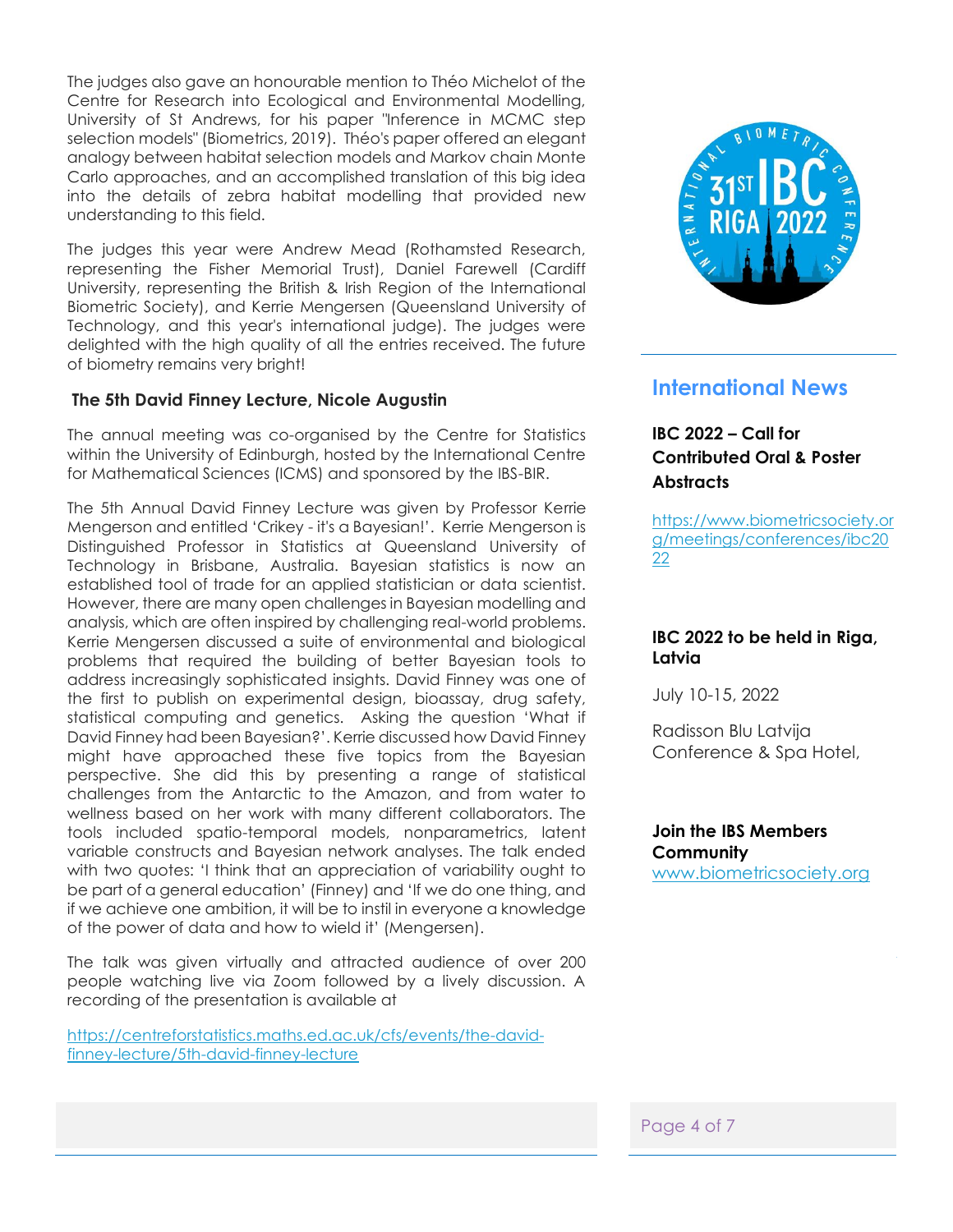The judges also gave an honourable mention to Théo Michelot of the Centre for Research into Ecological and Environmental Modelling, University of St Andrews, for his paper "Inference in MCMC step selection models" (Biometrics, 2019). Théo's paper offered an elegant analogy between habitat selection models and Markov chain Monte Carlo approaches, and an accomplished translation of this big idea into the details of zebra habitat modelling that provided new understanding to this field.

The judges this year were Andrew Mead (Rothamsted Research, representing the Fisher Memorial Trust), Daniel Farewell (Cardiff University, representing the British & Irish Region of the International Biometric Society), and Kerrie Mengersen (Queensland University of Technology, and this year's international judge). The judges were delighted with the high quality of all the entries received. The future of biometry remains very bright!

### The 5th David Finney Lecture, Nicole Augustin

The annual meeting was co-organised by the Centre for Statistics within the University of Edinburgh, hosted by the International Centre for Mathematical Sciences (ICMS) and sponsored by the IBS-BIR.

The 5th Annual David Finney Lecture was given by Professor Kerrie Mengerson and entitled 'Crikey - it's a Bayesian!'. Kerrie Mengerson is Distinguished Professor in Statistics at Queensland University of Technology in Brisbane, Australia. Bayesian statistics is now an established tool of trade for an applied statistician or data scientist. However, there are many open challenges in Bayesian modelling and analysis, which are often inspired by challenging real-world problems. Kerrie Mengersen discussed a suite of environmental and biological problems that required the building of better Bayesian tools to address increasingly sophisticated insights. David Finney was one of the first to publish on experimental design, bioassay, drug safety, statistical computing and genetics. Asking the question 'What if David Finney had been Bayesian?'. Kerrie discussed how David Finney might have approached these five topics from the Bayesian perspective. She did this by presenting a range of statistical challenges from the Antarctic to the Amazon, and from water to wellness based on her work with many different collaborators. The tools included spatio-temporal models, nonparametrics, latent variable constructs and Bayesian network analyses. The talk ended with two quotes: 'I think that an appreciation of variability ought to be part of a general education' (Finney) and 'If we do one thing, and if we achieve one ambition, it will be to instil in everyone a knowledge of the power of data and how to wield it' (Mengersen).

The talk was given virtually and attracted audience of over 200 people watching live via Zoom followed by a lively discussion. A recording of the presentation is available at

https://centreforstatistics.maths.ed.ac.uk/cfs/events/the-david-finney-lecture/5th-david-finney-lecture

## International News

### IBC 2022 – Call for Contributed Oral & Poster Abstracts

https://www.biometricsociety.org/meetings/conferences/ibc2022

### IBC 2022 to be held in Riga, Latvia

July 10-15, 2022

Radisson Blu Latvija Conference & Spa Hotel,

### Join the IBS Members Community

www.biometricsociety.org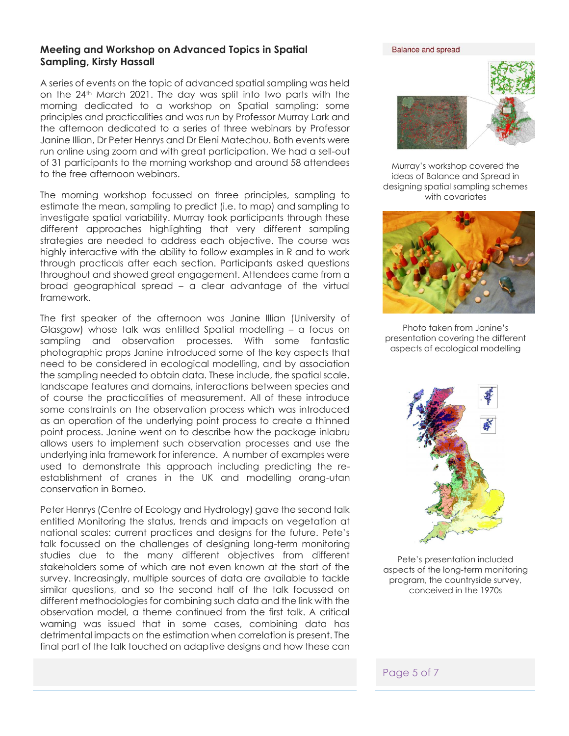## Meeting and Workshop on Advanced Topics in Spatial Sampling, Kirsty Hassall

A series of events on the topic of advanced spatial sampling was held on the 24th March 2021. The day was split into two parts with the morning dedicated to a workshop on Spatial sampling: some principles and practicalities and was run by Professor Murray Lark and the afternoon dedicated to a series of three webinars by Professor Janine Illian, Dr Peter Henrys and Dr Eleni Matechou. Both events were run online using zoom and with great participation. We had a sell-out of 31 participants to the morning workshop and around 58 attendees to the free afternoon webinars.

The morning workshop focussed on three principles, sampling to estimate the mean, sampling to predict (i.e. to map) and sampling to investigate spatial variability. Murray took participants through these different approaches highlighting that very different sampling strategies are needed to address each objective. The course was highly interactive with the ability to follow examples in R and to work through practicals after each section. Participants asked questions throughout and showed great engagement. Attendees came from a broad geographical spread – a clear advantage of the virtual framework.

The first speaker of the afternoon was Janine Illian (University of Glasgow) whose talk was entitled Spatial modelling – a focus on sampling and observation processes. With some fantastic photographic props Janine introduced some of the key aspects that need to be considered in ecological modelling, and by association the sampling needed to obtain data. These include, the spatial scale, landscape features and domains, interactions between species and of course the practicalities of measurement. All of these introduce some constraints on the observation process which was introduced as an operation of the underlying point process to create a thinned point process. Janine went on to describe how the package inlabru allows users to implement such observation processes and use the underlying inla framework for inference. A number of examples were used to demonstrate this approach including predicting the re-establishment of cranes in the UK and modelling orang-utan conservation in Borneo.

Peter Henrys (Centre of Ecology and Hydrology) gave the second talk entitled Monitoring the status, trends and impacts on vegetation at national scales: current practices and designs for the future. Pete's talk focussed on the challenges of designing long-term monitoring studies due to the many different objectives from different stakeholders some of which are not even known at the start of the survey. Increasingly, multiple sources of data are available to tackle similar questions, and so the second half of the talk focussed on different methodologies for combining such data and the link with the observation model, a theme continued from the first talk. A critical warning was issued that in some cases, combining data has detrimental impacts on the estimation when correlation is present. The final part of the talk touched on adaptive designs and how these can

Balance and spread

Murray's workshop covered the ideas of Balance and Spread in designing spatial sampling schemes with covariates

Photo taken from Janine's presentation covering the different aspects of ecological modelling

Pete's presentation included aspects of the long-term monitoring program, the countryside survey, conceived in the 1970s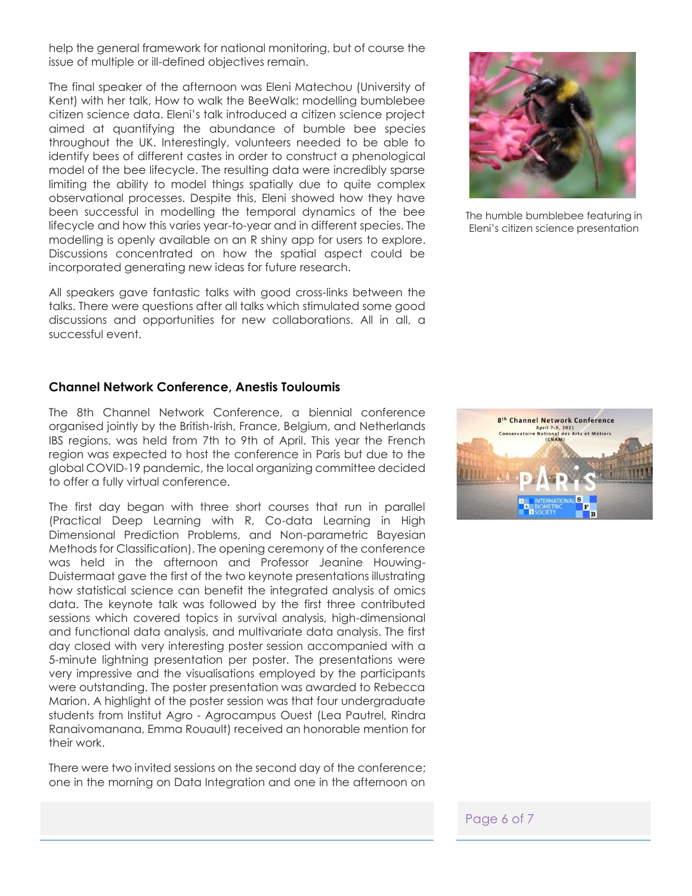help the general framework for national monitoring, but of course the issue of multiple or ill-defined objectives remain.

The final speaker of the afternoon was Eleni Matechou (University of Kent) with her talk, How to walk the BeeWalk: modelling bumblebee citizen science data. Eleni's talk introduced a citizen science project aimed at quantifying the abundance of bumble bee species throughout the UK. Interestingly, volunteers needed to be able to identify bees of different castes in order to construct a phenological model of the bee lifecycle. The resulting data were incredibly sparse limiting the ability to model things spatially due to quite complex observational processes. Despite this, Eleni showed how they have been successful in modelling the temporal dynamics of the bee lifecycle and how this varies year-to-year and in different species. The modelling is openly available on an R shiny app for users to explore. Discussions concentrated on how the spatial aspect could be incorporated generating new ideas for future research.

The humble bumblebee featuring in Eleni's citizen science presentation

All speakers gave fantastic talks with good cross-links between the talks. There were questions after all talks which stimulated some good discussions and opportunities for new collaborations. All in all, a successful event.

### Channel Network Conference, Anestis Touloumis

The 8th Channel Network Conference, a biennial conference organised jointly by the British-Irish, France, Belgium, and Netherlands IBS regions, was held from 7th to 9th of April. This year the French region was expected to host the conference in Paris but due to the global COVID-19 pandemic, the local organizing committee decided to offer a fully virtual conference.

The first day began with three short courses that run in parallel (Practical Deep Learning with R, Co-data Learning in High Dimensional Prediction Problems, and Non-parametric Bayesian Methods for Classification). The opening ceremony of the conference was held in the afternoon and Professor Jeanine Houwing-Duistermaat gave the first of the two keynote presentations illustrating how statistical science can benefit the integrated analysis of omics data. The keynote talk was followed by the first three contributed sessions which covered topics in survival analysis, high-dimensional and functional data analysis, and multivariate data analysis. The first day closed with very interesting poster session accompanied with a 5-minute lightning presentation per poster. The presentations were very impressive and the visualisations employed by the participants were outstanding. The poster presentation was awarded to Rebecca Marion. A highlight of the poster session was that four undergraduate students from Institut Agro - Agrocampus Ouest (Lea Pautrel, Rindra Ranaivomanana, Emma Rouault) received an honorable mention for their work.

There were two invited sessions on the second day of the conference; one in the morning on Data Integration and one in the afternoon on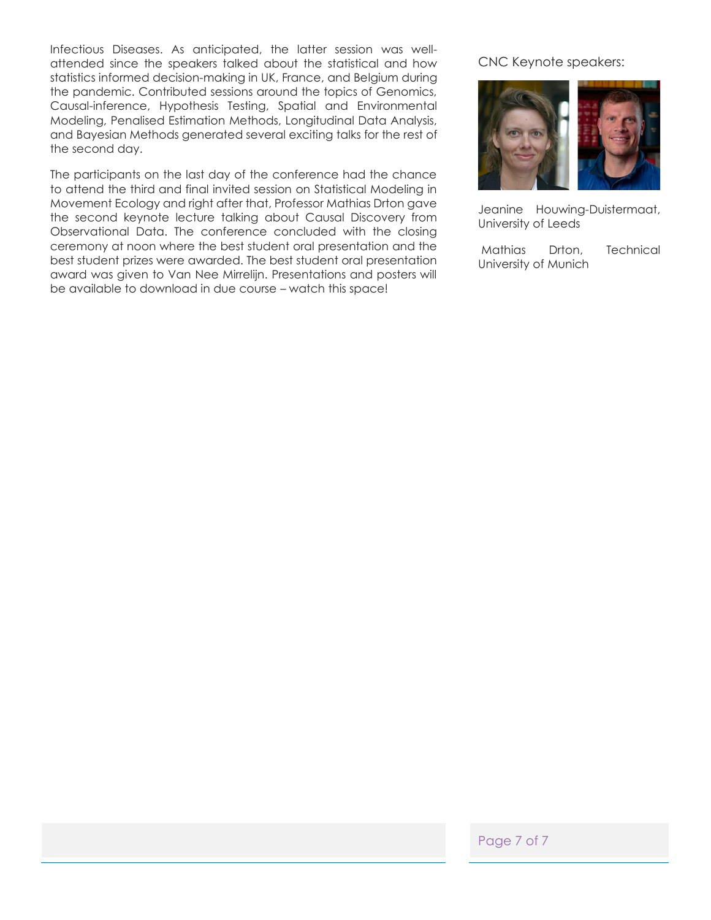Infectious Diseases. As anticipated, the latter session was well-attended since the speakers talked about the statistical and how statistics informed decision-making in UK, France, and Belgium during the pandemic. Contributed sessions around the topics of Genomics, Causal-inference, Hypothesis Testing, Spatial and Environmental Modeling, Penalised Estimation Methods, Longitudinal Data Analysis, and Bayesian Methods generated several exciting talks for the rest of the second day.

The participants on the last day of the conference had the chance to attend the third and final invited session on Statistical Modeling in Movement Ecology and right after that, Professor Mathias Drton gave the second keynote lecture talking about Causal Discovery from Observational Data. The conference concluded with the closing ceremony at noon where the best student oral presentation and the best student prizes were awarded. The best student oral presentation award was given to Van Nee Mirrelijn. Presentations and posters will be available to download in due course – watch this space!

CNC Keynote speakers:

Jeanine Houwing-Duistermaat, University of Leeds

Mathias Drton, Technical University of Munich